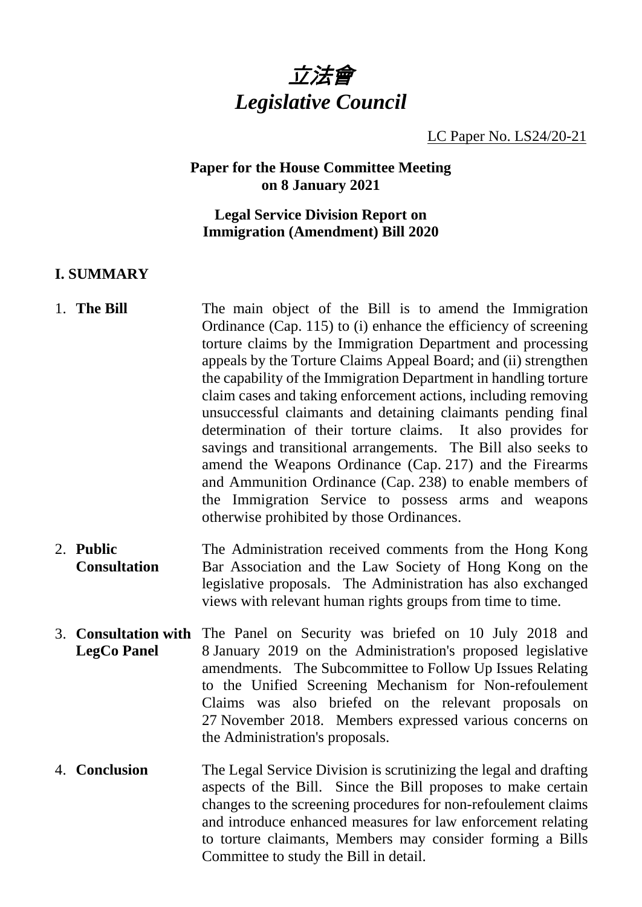# 立法會
# *Legislative Council*

LC Paper No. LS24/20-21

**Paper for the House Committee Meeting on 8 January 2021**

**Legal Service Division Report on Immigration (Amendment) Bill 2020**

## I. SUMMARY

1. **The Bill** — The main object of the Bill is to amend the Immigration Ordinance (Cap. 115) to (i) enhance the efficiency of screening torture claims by the Immigration Department and processing appeals by the Torture Claims Appeal Board; and (ii) strengthen the capability of the Immigration Department in handling torture claim cases and taking enforcement actions, including removing unsuccessful claimants and detaining claimants pending final determination of their torture claims. It also provides for savings and transitional arrangements. The Bill also seeks to amend the Weapons Ordinance (Cap. 217) and the Firearms and Ammunition Ordinance (Cap. 238) to enable members of the Immigration Service to possess arms and weapons otherwise prohibited by those Ordinances.

2. **Public Consultation** — The Administration received comments from the Hong Kong Bar Association and the Law Society of Hong Kong on the legislative proposals. The Administration has also exchanged views with relevant human rights groups from time to time.

3. **Consultation with LegCo Panel** — The Panel on Security was briefed on 10 July 2018 and 8 January 2019 on the Administration's proposed legislative amendments. The Subcommittee to Follow Up Issues Relating to the Unified Screening Mechanism for Non-refoulement Claims was also briefed on the relevant proposals on 27 November 2018. Members expressed various concerns on the Administration's proposals.

4. **Conclusion** — The Legal Service Division is scrutinizing the legal and drafting aspects of the Bill. Since the Bill proposes to make certain changes to the screening procedures for non-refoulement claims and introduce enhanced measures for law enforcement relating to torture claimants, Members may consider forming a Bills Committee to study the Bill in detail.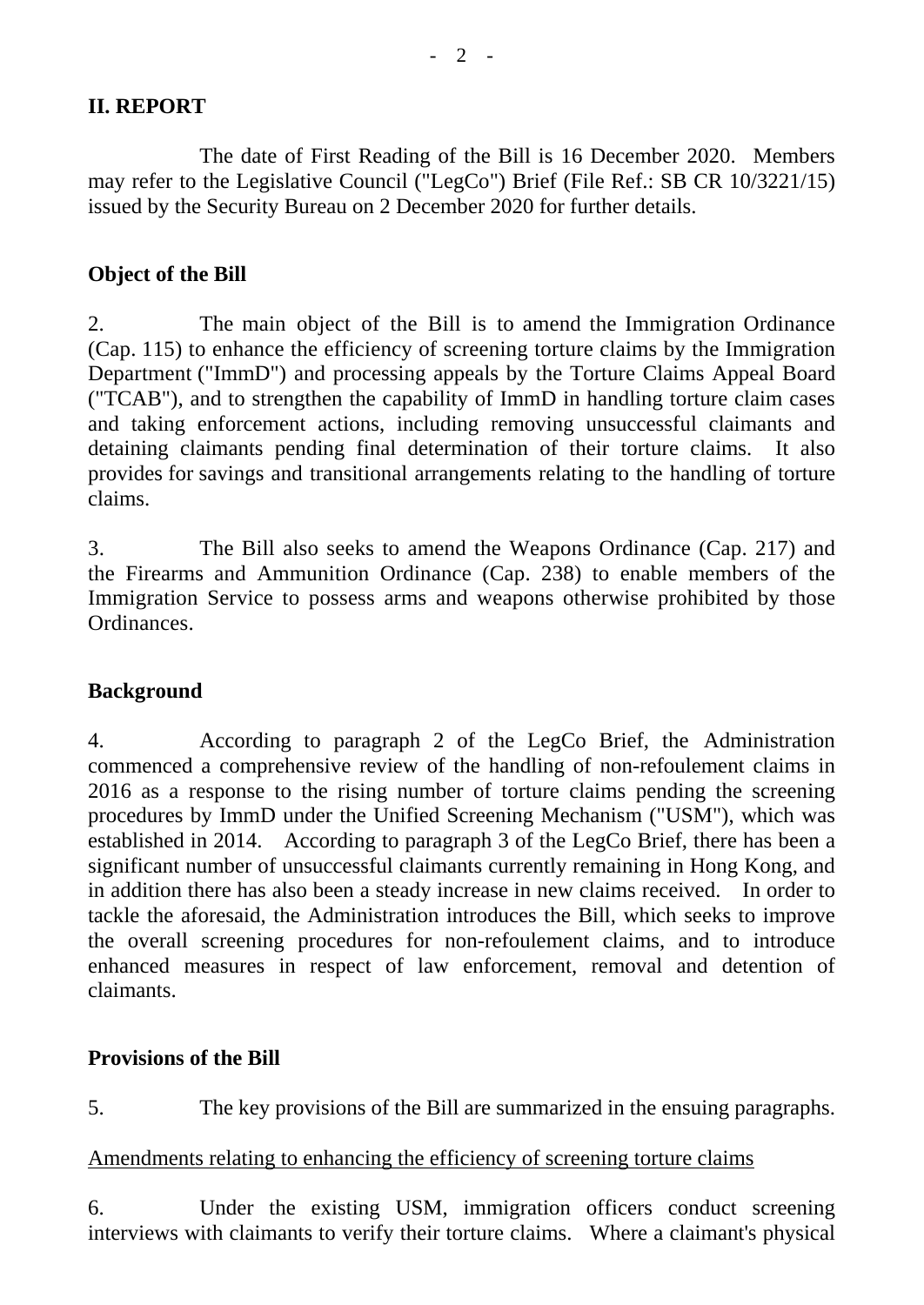## II. REPORT

The date of First Reading of the Bill is 16 December 2020. Members may refer to the Legislative Council ("LegCo") Brief (File Ref.: SB CR 10/3221/15) issued by the Security Bureau on 2 December 2020 for further details.

### Object of the Bill

2. The main object of the Bill is to amend the Immigration Ordinance (Cap. 115) to enhance the efficiency of screening torture claims by the Immigration Department ("ImmD") and processing appeals by the Torture Claims Appeal Board ("TCAB"), and to strengthen the capability of ImmD in handling torture claim cases and taking enforcement actions, including removing unsuccessful claimants and detaining claimants pending final determination of their torture claims. It also provides for savings and transitional arrangements relating to the handling of torture claims.

3. The Bill also seeks to amend the Weapons Ordinance (Cap. 217) and the Firearms and Ammunition Ordinance (Cap. 238) to enable members of the Immigration Service to possess arms and weapons otherwise prohibited by those Ordinances.

### Background

4. According to paragraph 2 of the LegCo Brief, the Administration commenced a comprehensive review of the handling of non-refoulement claims in 2016 as a response to the rising number of torture claims pending the screening procedures by ImmD under the Unified Screening Mechanism ("USM"), which was established in 2014. According to paragraph 3 of the LegCo Brief, there has been a significant number of unsuccessful claimants currently remaining in Hong Kong, and in addition there has also been a steady increase in new claims received. In order to tackle the aforesaid, the Administration introduces the Bill, which seeks to improve the overall screening procedures for non-refoulement claims, and to introduce enhanced measures in respect of law enforcement, removal and detention of claimants.

### Provisions of the Bill

5. The key provisions of the Bill are summarized in the ensuing paragraphs.

<u>Amendments relating to enhancing the efficiency of screening torture claims</u>

6. Under the existing USM, immigration officers conduct screening interviews with claimants to verify their torture claims. Where a claimant's physical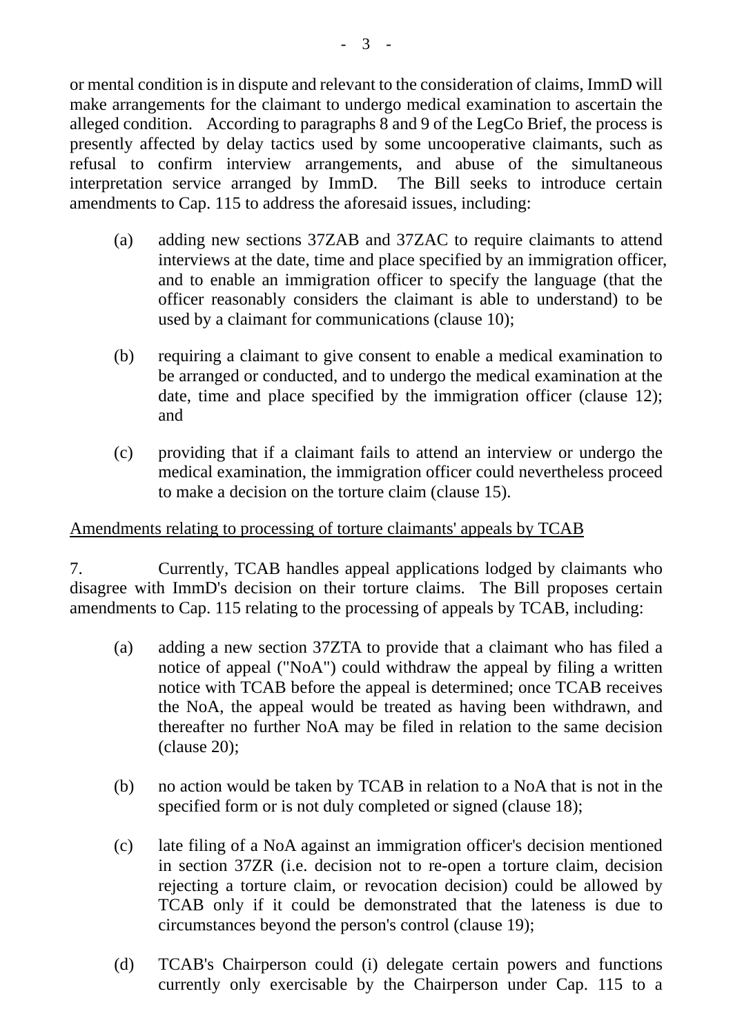or mental condition is in dispute and relevant to the consideration of claims, ImmD will make arrangements for the claimant to undergo medical examination to ascertain the alleged condition. According to paragraphs 8 and 9 of the LegCo Brief, the process is presently affected by delay tactics used by some uncooperative claimants, such as refusal to confirm interview arrangements, and abuse of the simultaneous interpretation service arranged by ImmD. The Bill seeks to introduce certain amendments to Cap. 115 to address the aforesaid issues, including:

(a) adding new sections 37ZAB and 37ZAC to require claimants to attend interviews at the date, time and place specified by an immigration officer, and to enable an immigration officer to specify the language (that the officer reasonably considers the claimant is able to understand) to be used by a claimant for communications (clause 10);

(b) requiring a claimant to give consent to enable a medical examination to be arranged or conducted, and to undergo the medical examination at the date, time and place specified by the immigration officer (clause 12); and

(c) providing that if a claimant fails to attend an interview or undergo the medical examination, the immigration officer could nevertheless proceed to make a decision on the torture claim (clause 15).

<u>Amendments relating to processing of torture claimants' appeals by TCAB</u>

7. Currently, TCAB handles appeal applications lodged by claimants who disagree with ImmD's decision on their torture claims. The Bill proposes certain amendments to Cap. 115 relating to the processing of appeals by TCAB, including:

(a) adding a new section 37ZTA to provide that a claimant who has filed a notice of appeal ("NoA") could withdraw the appeal by filing a written notice with TCAB before the appeal is determined; once TCAB receives the NoA, the appeal would be treated as having been withdrawn, and thereafter no further NoA may be filed in relation to the same decision (clause 20);

(b) no action would be taken by TCAB in relation to a NoA that is not in the specified form or is not duly completed or signed (clause 18);

(c) late filing of a NoA against an immigration officer's decision mentioned in section 37ZR (i.e. decision not to re-open a torture claim, decision rejecting a torture claim, or revocation decision) could be allowed by TCAB only if it could be demonstrated that the lateness is due to circumstances beyond the person's control (clause 19);

(d) TCAB's Chairperson could (i) delegate certain powers and functions currently only exercisable by the Chairperson under Cap. 115 to a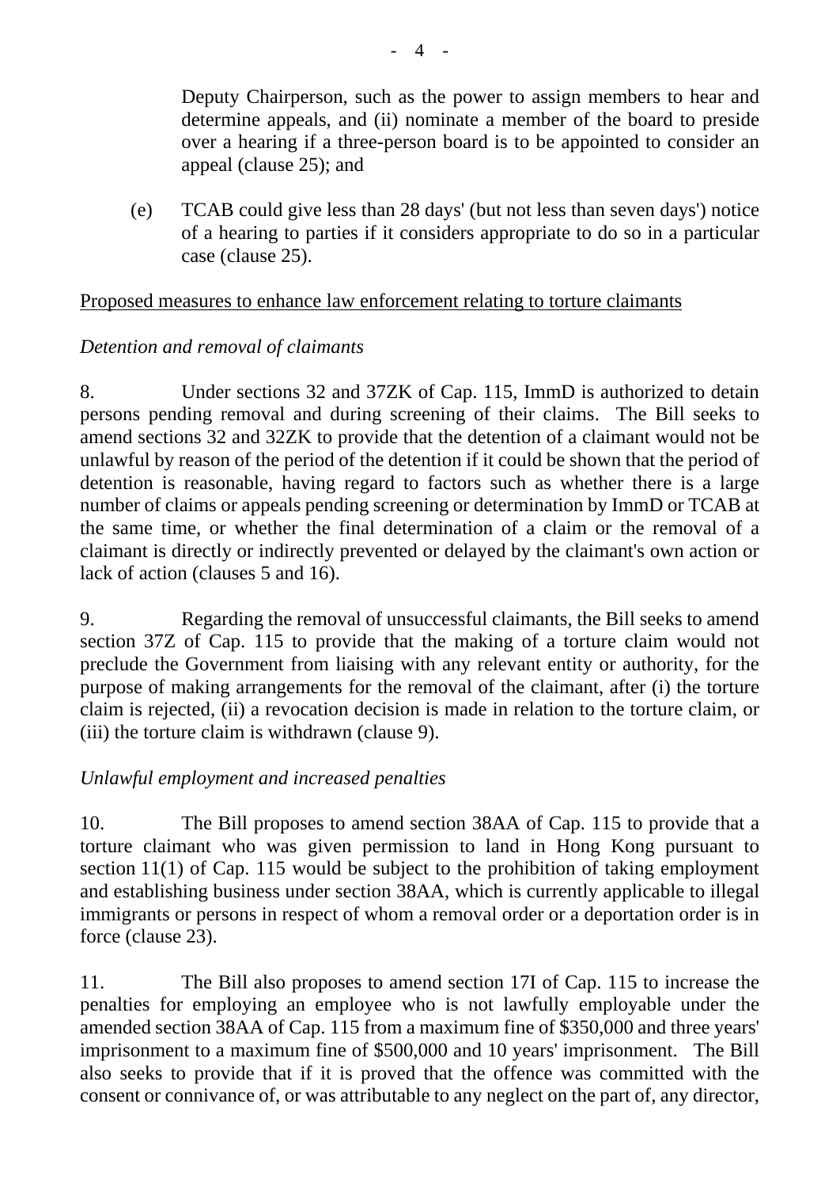Deputy Chairperson, such as the power to assign members to hear and determine appeals, and (ii) nominate a member of the board to preside over a hearing if a three-person board is to be appointed to consider an appeal (clause 25); and

(e) TCAB could give less than 28 days' (but not less than seven days') notice of a hearing to parties if it considers appropriate to do so in a particular case (clause 25).

<u>Proposed measures to enhance law enforcement relating to torture claimants</u>

*Detention and removal of claimants*

8. Under sections 32 and 37ZK of Cap. 115, ImmD is authorized to detain persons pending removal and during screening of their claims. The Bill seeks to amend sections 32 and 32ZK to provide that the detention of a claimant would not be unlawful by reason of the period of the detention if it could be shown that the period of detention is reasonable, having regard to factors such as whether there is a large number of claims or appeals pending screening or determination by ImmD or TCAB at the same time, or whether the final determination of a claim or the removal of a claimant is directly or indirectly prevented or delayed by the claimant's own action or lack of action (clauses 5 and 16).

9. Regarding the removal of unsuccessful claimants, the Bill seeks to amend section 37Z of Cap. 115 to provide that the making of a torture claim would not preclude the Government from liaising with any relevant entity or authority, for the purpose of making arrangements for the removal of the claimant, after (i) the torture claim is rejected, (ii) a revocation decision is made in relation to the torture claim, or (iii) the torture claim is withdrawn (clause 9).

*Unlawful employment and increased penalties*

10. The Bill proposes to amend section 38AA of Cap. 115 to provide that a torture claimant who was given permission to land in Hong Kong pursuant to section 11(1) of Cap. 115 would be subject to the prohibition of taking employment and establishing business under section 38AA, which is currently applicable to illegal immigrants or persons in respect of whom a removal order or a deportation order is in force (clause 23).

11. The Bill also proposes to amend section 17I of Cap. 115 to increase the penalties for employing an employee who is not lawfully employable under the amended section 38AA of Cap. 115 from a maximum fine of $350,000 and three years' imprisonment to a maximum fine of $500,000 and 10 years' imprisonment. The Bill also seeks to provide that if it is proved that the offence was committed with the consent or connivance of, or was attributable to any neglect on the part of, any director,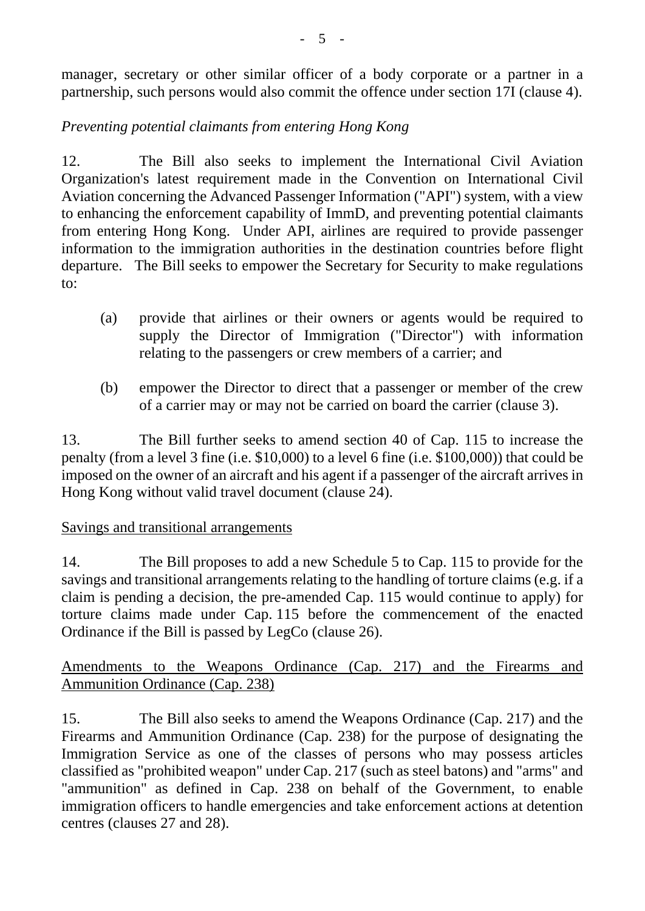manager, secretary or other similar officer of a body corporate or a partner in a partnership, such persons would also commit the offence under section 17I (clause 4).

*Preventing potential claimants from entering Hong Kong*

12. The Bill also seeks to implement the International Civil Aviation Organization's latest requirement made in the Convention on International Civil Aviation concerning the Advanced Passenger Information ("API") system, with a view to enhancing the enforcement capability of ImmD, and preventing potential claimants from entering Hong Kong. Under API, airlines are required to provide passenger information to the immigration authorities in the destination countries before flight departure. The Bill seeks to empower the Secretary for Security to make regulations to:

(a) provide that airlines or their owners or agents would be required to supply the Director of Immigration ("Director") with information relating to the passengers or crew members of a carrier; and

(b) empower the Director to direct that a passenger or member of the crew of a carrier may or may not be carried on board the carrier (clause 3).

13. The Bill further seeks to amend section 40 of Cap. 115 to increase the penalty (from a level 3 fine (i.e. $10,000) to a level 6 fine (i.e. $100,000)) that could be imposed on the owner of an aircraft and his agent if a passenger of the aircraft arrives in Hong Kong without valid travel document (clause 24).

<u>Savings and transitional arrangements</u>

14. The Bill proposes to add a new Schedule 5 to Cap. 115 to provide for the savings and transitional arrangements relating to the handling of torture claims (e.g. if a claim is pending a decision, the pre-amended Cap. 115 would continue to apply) for torture claims made under Cap. 115 before the commencement of the enacted Ordinance if the Bill is passed by LegCo (clause 26).

<u>Amendments to the Weapons Ordinance (Cap. 217) and the Firearms and Ammunition Ordinance (Cap. 238)</u>

15. The Bill also seeks to amend the Weapons Ordinance (Cap. 217) and the Firearms and Ammunition Ordinance (Cap. 238) for the purpose of designating the Immigration Service as one of the classes of persons who may possess articles classified as "prohibited weapon" under Cap. 217 (such as steel batons) and "arms" and "ammunition" as defined in Cap. 238 on behalf of the Government, to enable immigration officers to handle emergencies and take enforcement actions at detention centres (clauses 27 and 28).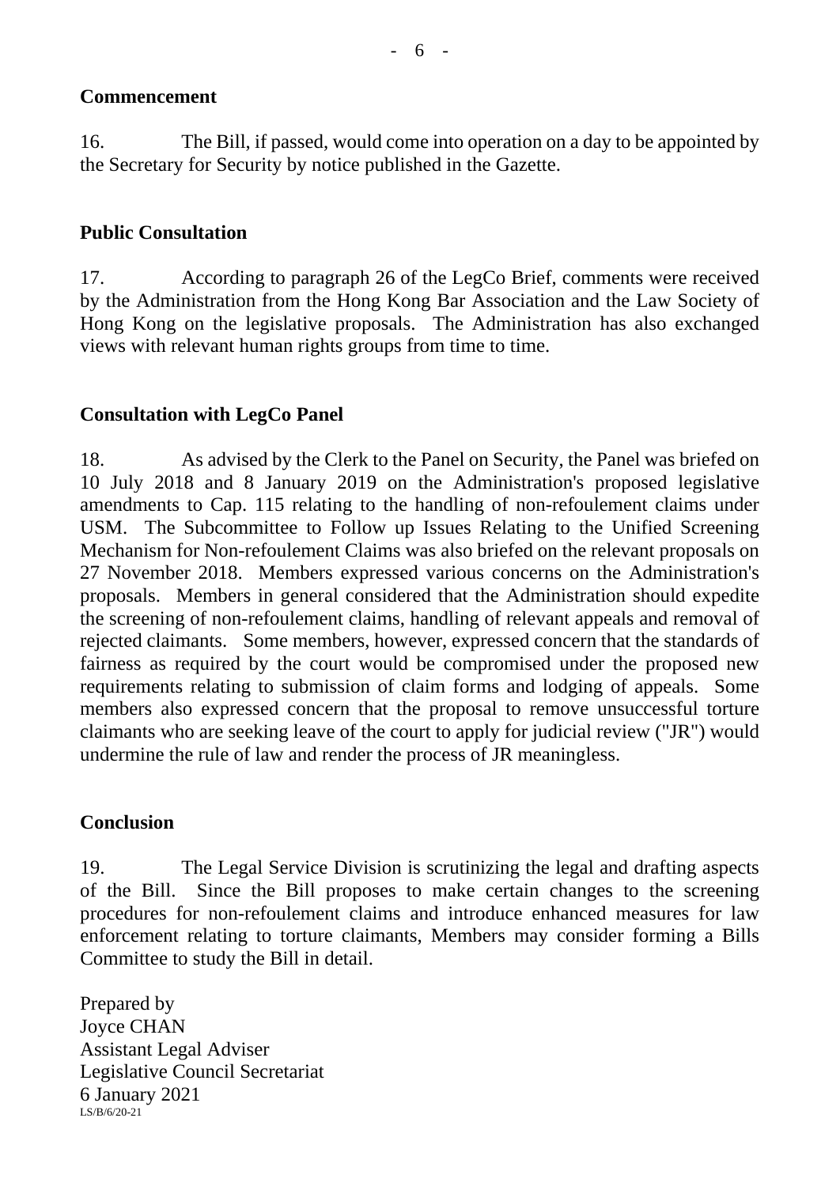**Commencement**

16. The Bill, if passed, would come into operation on a day to be appointed by the Secretary for Security by notice published in the Gazette.

**Public Consultation**

17. According to paragraph 26 of the LegCo Brief, comments were received by the Administration from the Hong Kong Bar Association and the Law Society of Hong Kong on the legislative proposals. The Administration has also exchanged views with relevant human rights groups from time to time.

**Consultation with LegCo Panel**

18. As advised by the Clerk to the Panel on Security, the Panel was briefed on 10 July 2018 and 8 January 2019 on the Administration's proposed legislative amendments to Cap. 115 relating to the handling of non-refoulement claims under USM. The Subcommittee to Follow up Issues Relating to the Unified Screening Mechanism for Non-refoulement Claims was also briefed on the relevant proposals on 27 November 2018. Members expressed various concerns on the Administration's proposals. Members in general considered that the Administration should expedite the screening of non-refoulement claims, handling of relevant appeals and removal of rejected claimants. Some members, however, expressed concern that the standards of fairness as required by the court would be compromised under the proposed new requirements relating to submission of claim forms and lodging of appeals. Some members also expressed concern that the proposal to remove unsuccessful torture claimants who are seeking leave of the court to apply for judicial review ("JR") would undermine the rule of law and render the process of JR meaningless.

**Conclusion**

19. The Legal Service Division is scrutinizing the legal and drafting aspects of the Bill. Since the Bill proposes to make certain changes to the screening procedures for non-refoulement claims and introduce enhanced measures for law enforcement relating to torture claimants, Members may consider forming a Bills Committee to study the Bill in detail.

Prepared by
Joyce CHAN
Assistant Legal Adviser
Legislative Council Secretariat
6 January 2021
LS/B/6/20-21